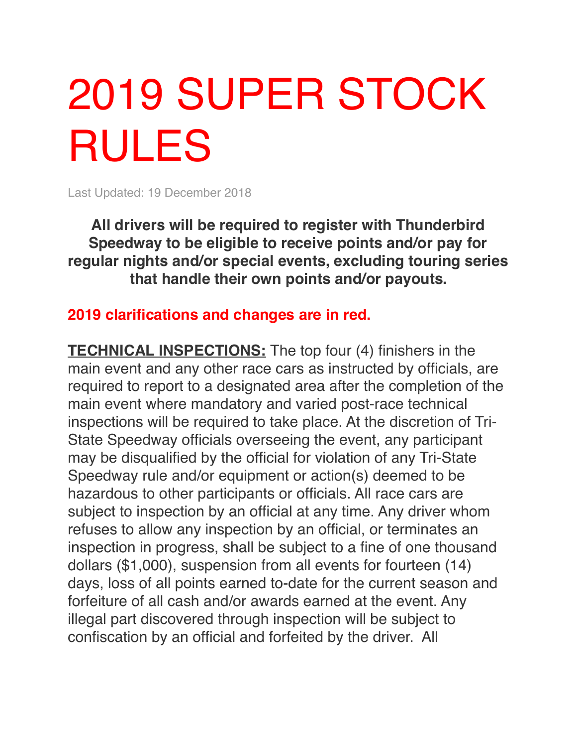# 2019 SUPER STOCK RULES

Last Updated: 19 December 2018

**All drivers will be required to register with Thunderbird Speedway to be eligible to receive points and/or pay for regular nights and/or special events, excluding touring series that handle their own points and/or payouts.**

**2019 clarifications and changes are in red.**

**TECHNICAL INSPECTIONS:** The top four (4) finishers in the main event and any other race cars as instructed by officials, are required to report to a designated area after the completion of the main event where mandatory and varied post-race technical inspections will be required to take place. At the discretion of Tri-State Speedway officials overseeing the event, any participant may be disqualified by the official for violation of any Tri-State Speedway rule and/or equipment or action(s) deemed to be hazardous to other participants or officials. All race cars are subject to inspection by an official at any time. Any driver whom refuses to allow any inspection by an official, or terminates an inspection in progress, shall be subject to a fine of one thousand dollars ($1,000), suspension from all events for fourteen (14) days, loss of all points earned to-date for the current season and forfeiture of all cash and/or awards earned at the event. Any illegal part discovered through inspection will be subject to confiscation by an official and forfeited by the driver. All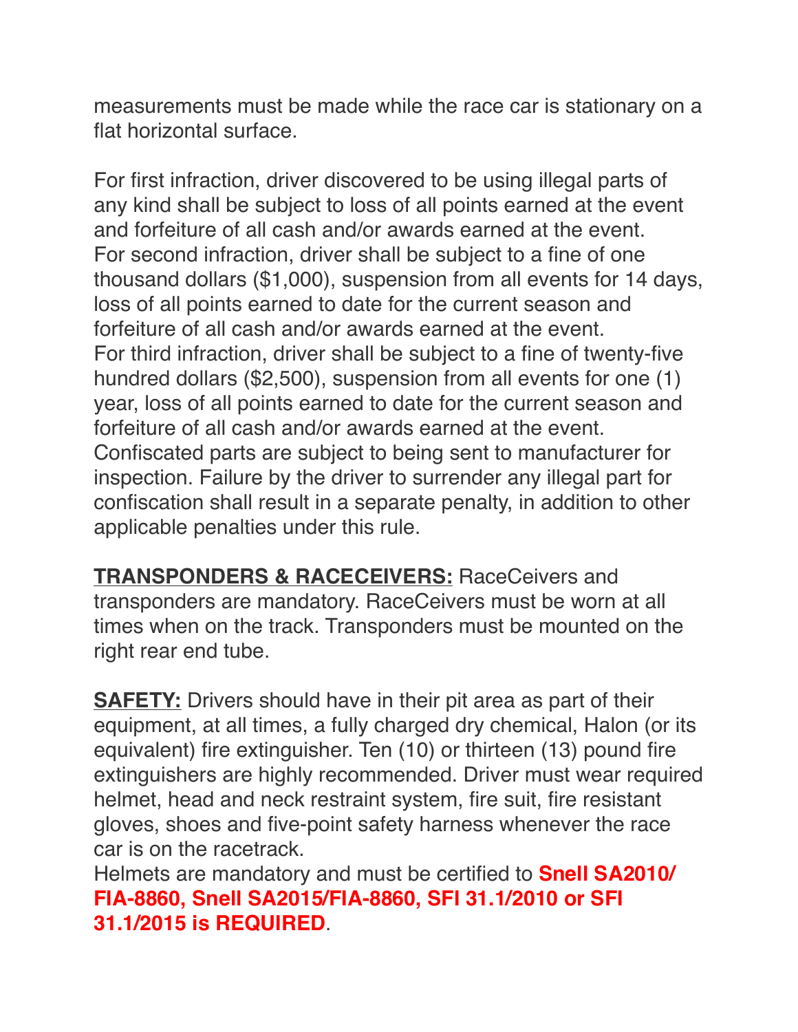measurements must be made while the race car is stationary on a flat horizontal surface.

For first infraction, driver discovered to be using illegal parts of any kind shall be subject to loss of all points earned at the event and forfeiture of all cash and/or awards earned at the event.
For second infraction, driver shall be subject to a fine of one thousand dollars ($1,000), suspension from all events for 14 days, loss of all points earned to date for the current season and forfeiture of all cash and/or awards earned at the event.
For third infraction, driver shall be subject to a fine of twenty-five hundred dollars ($2,500), suspension from all events for one (1) year, loss of all points earned to date for the current season and forfeiture of all cash and/or awards earned at the event.
Confiscated parts are subject to being sent to manufacturer for inspection. Failure by the driver to surrender any illegal part for confiscation shall result in a separate penalty, in addition to other applicable penalties under this rule.

**TRANSPONDERS & RACECEIVERS:** RaceCeivers and transponders are mandatory. RaceCeivers must be worn at all times when on the track. Transponders must be mounted on the right rear end tube.

**SAFETY:** Drivers should have in their pit area as part of their equipment, at all times, a fully charged dry chemical, Halon (or its equivalent) fire extinguisher. Ten (10) or thirteen (13) pound fire extinguishers are highly recommended. Driver must wear required helmet, head and neck restraint system, fire suit, fire resistant gloves, shoes and five-point safety harness whenever the race car is on the racetrack.
Helmets are mandatory and must be certified to **Snell SA2010/FIA-8860, Snell SA2015/FIA-8860, SFI 31.1/2010 or SFI 31.1/2015 is REQUIRED**.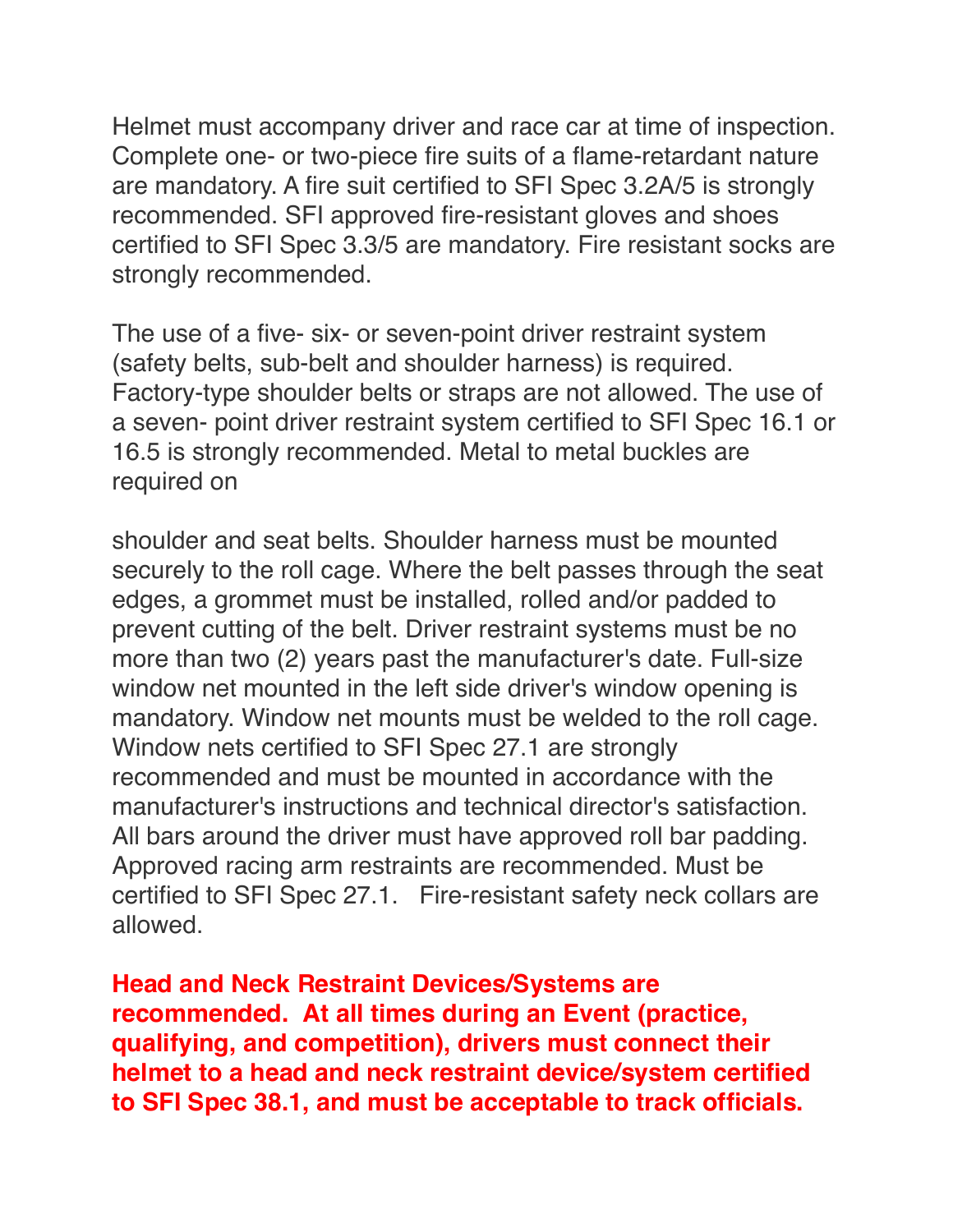Helmet must accompany driver and race car at time of inspection. Complete one- or two-piece fire suits of a flame-retardant nature are mandatory. A fire suit certified to SFI Spec 3.2A/5 is strongly recommended. SFI approved fire-resistant gloves and shoes certified to SFI Spec 3.3/5 are mandatory. Fire resistant socks are strongly recommended.

The use of a five- six- or seven-point driver restraint system (safety belts, sub-belt and shoulder harness) is required. Factory-type shoulder belts or straps are not allowed. The use of a seven- point driver restraint system certified to SFI Spec 16.1 or 16.5 is strongly recommended. Metal to metal buckles are required on

shoulder and seat belts. Shoulder harness must be mounted securely to the roll cage. Where the belt passes through the seat edges, a grommet must be installed, rolled and/or padded to prevent cutting of the belt. Driver restraint systems must be no more than two (2) years past the manufacturer's date. Full-size window net mounted in the left side driver's window opening is mandatory. Window net mounts must be welded to the roll cage. Window nets certified to SFI Spec 27.1 are strongly recommended and must be mounted in accordance with the manufacturer's instructions and technical director's satisfaction. All bars around the driver must have approved roll bar padding. Approved racing arm restraints are recommended. Must be certified to SFI Spec 27.1. Fire-resistant safety neck collars are allowed.

**Head and Neck Restraint Devices/Systems are recommended. At all times during an Event (practice, qualifying, and competition), drivers must connect their helmet to a head and neck restraint device/system certified to SFI Spec 38.1, and must be acceptable to track officials.**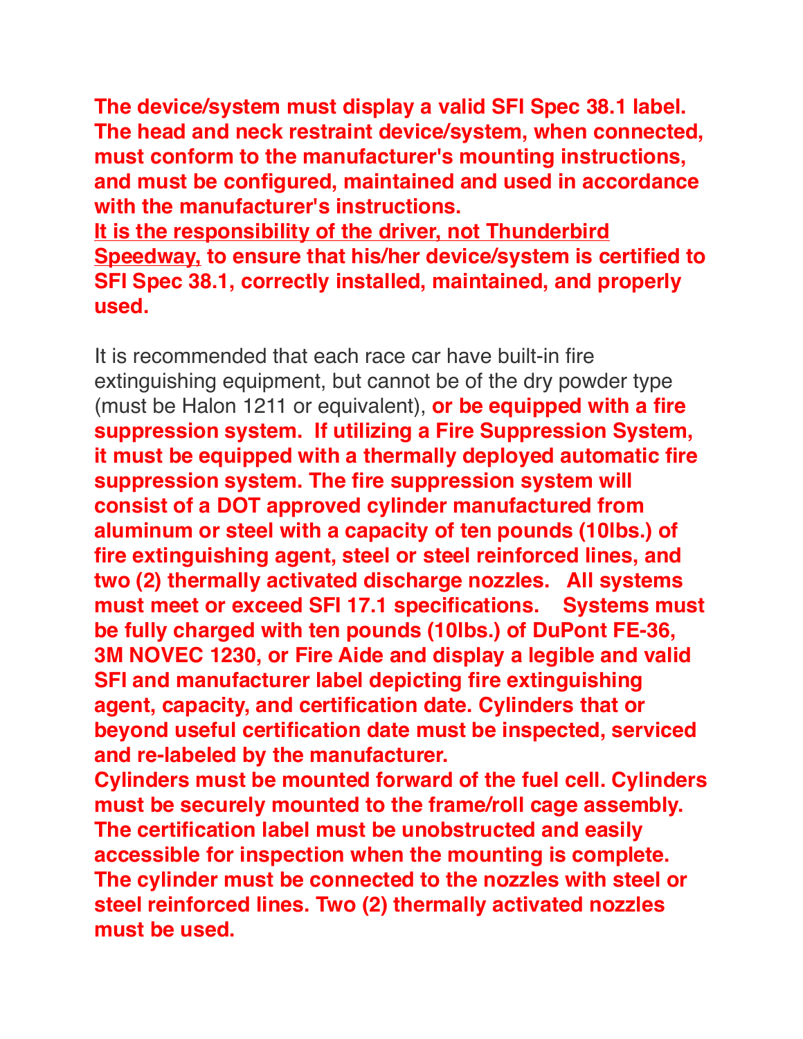**The device/system must display a valid SFI Spec 38.1 label. The head and neck restraint device/system, when connected, must conform to the manufacturer's mounting instructions, and must be configured, maintained and used in accordance with the manufacturer's instructions.**
**<u>It is the responsibility of the driver, not Thunderbird Speedway,</u> to ensure that his/her device/system is certified to SFI Spec 38.1, correctly installed, maintained, and properly used.**

It is recommended that each race car have built-in fire extinguishing equipment, but cannot be of the dry powder type (must be Halon 1211 or equivalent), **or be equipped with a fire suppression system. If utilizing a Fire Suppression System, it must be equipped with a thermally deployed automatic fire suppression system. The fire suppression system will consist of a DOT approved cylinder manufactured from aluminum or steel with a capacity of ten pounds (10lbs.) of fire extinguishing agent, steel or steel reinforced lines, and two (2) thermally activated discharge nozzles. All systems must meet or exceed SFI 17.1 specifications. Systems must be fully charged with ten pounds (10lbs.) of DuPont FE-36, 3M NOVEC 1230, or Fire Aide and display a legible and valid SFI and manufacturer label depicting fire extinguishing agent, capacity, and certification date. Cylinders that or beyond useful certification date must be inspected, serviced and re-labeled by the manufacturer.**
**Cylinders must be mounted forward of the fuel cell. Cylinders must be securely mounted to the frame/roll cage assembly. The certification label must be unobstructed and easily accessible for inspection when the mounting is complete. The cylinder must be connected to the nozzles with steel or steel reinforced lines. Two (2) thermally activated nozzles must be used.**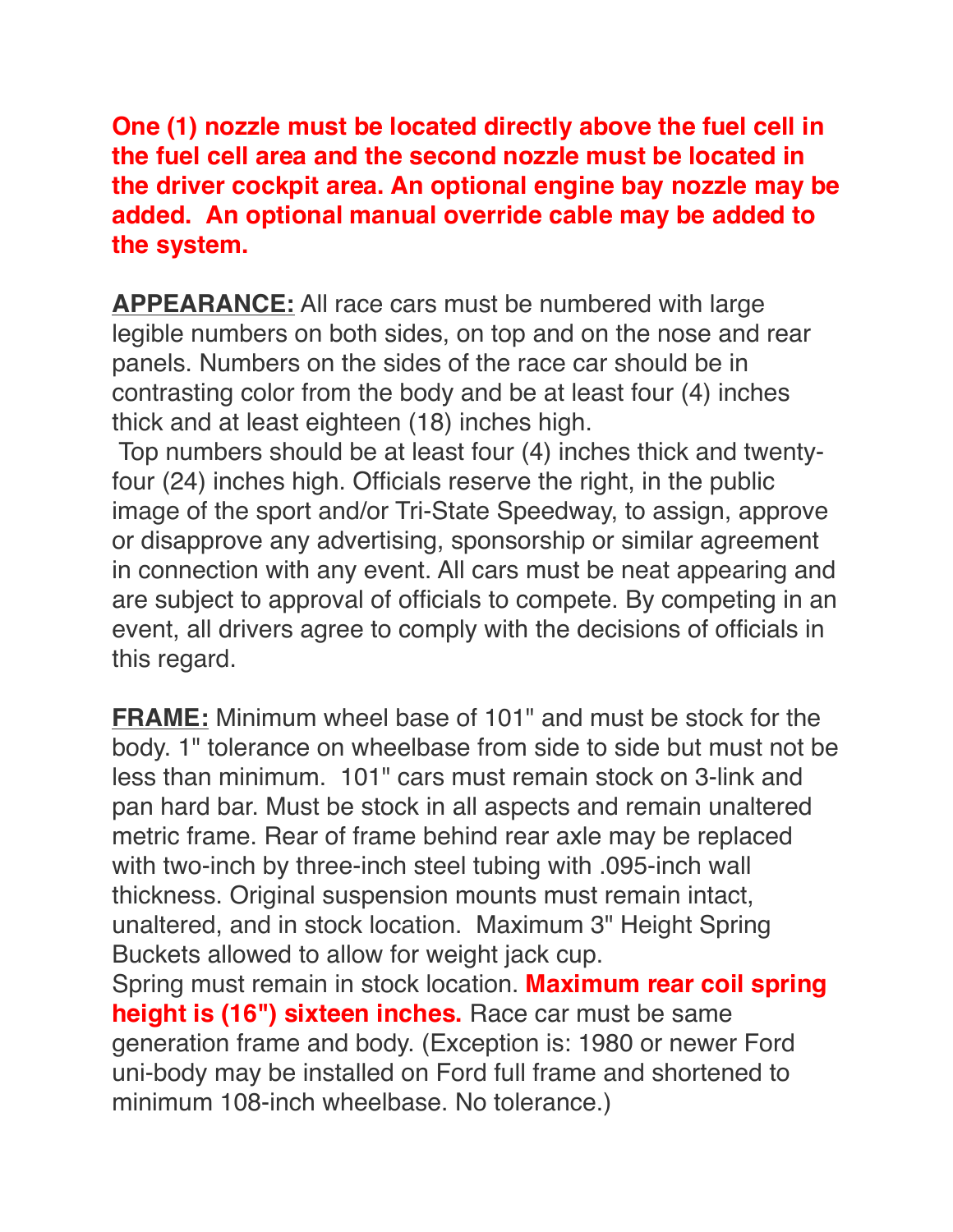**One (1) nozzle must be located directly above the fuel cell in the fuel cell area and the second nozzle must be located in the driver cockpit area. An optional engine bay nozzle may be added. An optional manual override cable may be added to the system.**

**APPEARANCE:** All race cars must be numbered with large legible numbers on both sides, on top and on the nose and rear panels. Numbers on the sides of the race car should be in contrasting color from the body and be at least four (4) inches thick and at least eighteen (18) inches high.
Top numbers should be at least four (4) inches thick and twenty-four (24) inches high. Officials reserve the right, in the public image of the sport and/or Tri-State Speedway, to assign, approve or disapprove any advertising, sponsorship or similar agreement in connection with any event. All cars must be neat appearing and are subject to approval of officials to compete. By competing in an event, all drivers agree to comply with the decisions of officials in this regard.

**FRAME:** Minimum wheel base of 101" and must be stock for the body. 1" tolerance on wheelbase from side to side but must not be less than minimum. 101" cars must remain stock on 3-link and pan hard bar. Must be stock in all aspects and remain unaltered metric frame. Rear of frame behind rear axle may be replaced with two-inch by three-inch steel tubing with .095-inch wall thickness. Original suspension mounts must remain intact, unaltered, and in stock location. Maximum 3" Height Spring Buckets allowed to allow for weight jack cup.
Spring must remain in stock location. **Maximum rear coil spring height is (16") sixteen inches.** Race car must be same generation frame and body. (Exception is: 1980 or newer Ford uni-body may be installed on Ford full frame and shortened to minimum 108-inch wheelbase. No tolerance.)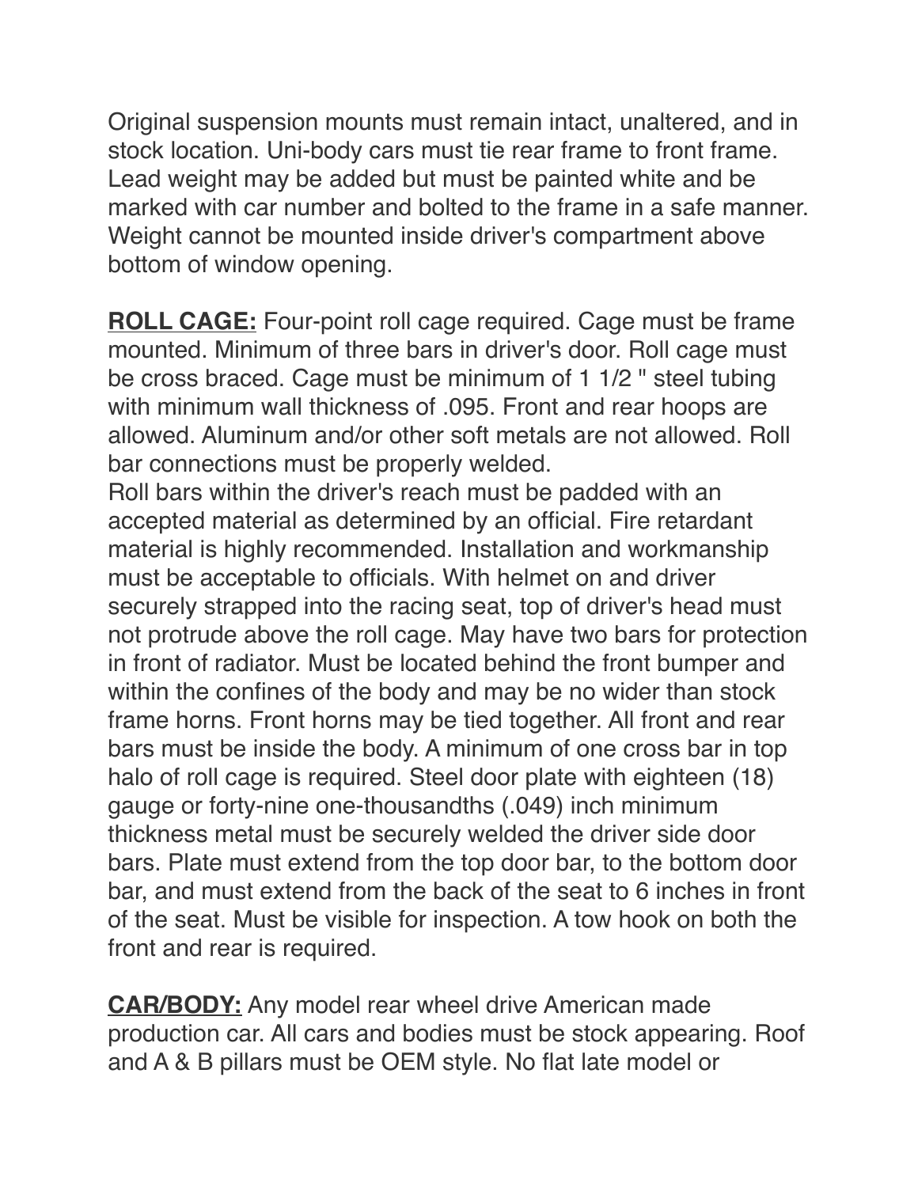Original suspension mounts must remain intact, unaltered, and in stock location. Uni-body cars must tie rear frame to front frame. Lead weight may be added but must be painted white and be marked with car number and bolted to the frame in a safe manner. Weight cannot be mounted inside driver's compartment above bottom of window opening.

**ROLL CAGE:** Four-point roll cage required. Cage must be frame mounted. Minimum of three bars in driver's door. Roll cage must be cross braced. Cage must be minimum of 1 1/2 " steel tubing with minimum wall thickness of .095. Front and rear hoops are allowed. Aluminum and/or other soft metals are not allowed. Roll bar connections must be properly welded.
Roll bars within the driver's reach must be padded with an accepted material as determined by an official. Fire retardant material is highly recommended. Installation and workmanship must be acceptable to officials. With helmet on and driver securely strapped into the racing seat, top of driver's head must not protrude above the roll cage. May have two bars for protection in front of radiator. Must be located behind the front bumper and within the confines of the body and may be no wider than stock frame horns. Front horns may be tied together. All front and rear bars must be inside the body. A minimum of one cross bar in top halo of roll cage is required. Steel door plate with eighteen (18) gauge or forty-nine one-thousandths (.049) inch minimum thickness metal must be securely welded the driver side door bars. Plate must extend from the top door bar, to the bottom door bar, and must extend from the back of the seat to 6 inches in front of the seat. Must be visible for inspection. A tow hook on both the front and rear is required.

**CAR/BODY:** Any model rear wheel drive American made production car. All cars and bodies must be stock appearing. Roof and A & B pillars must be OEM style. No flat late model or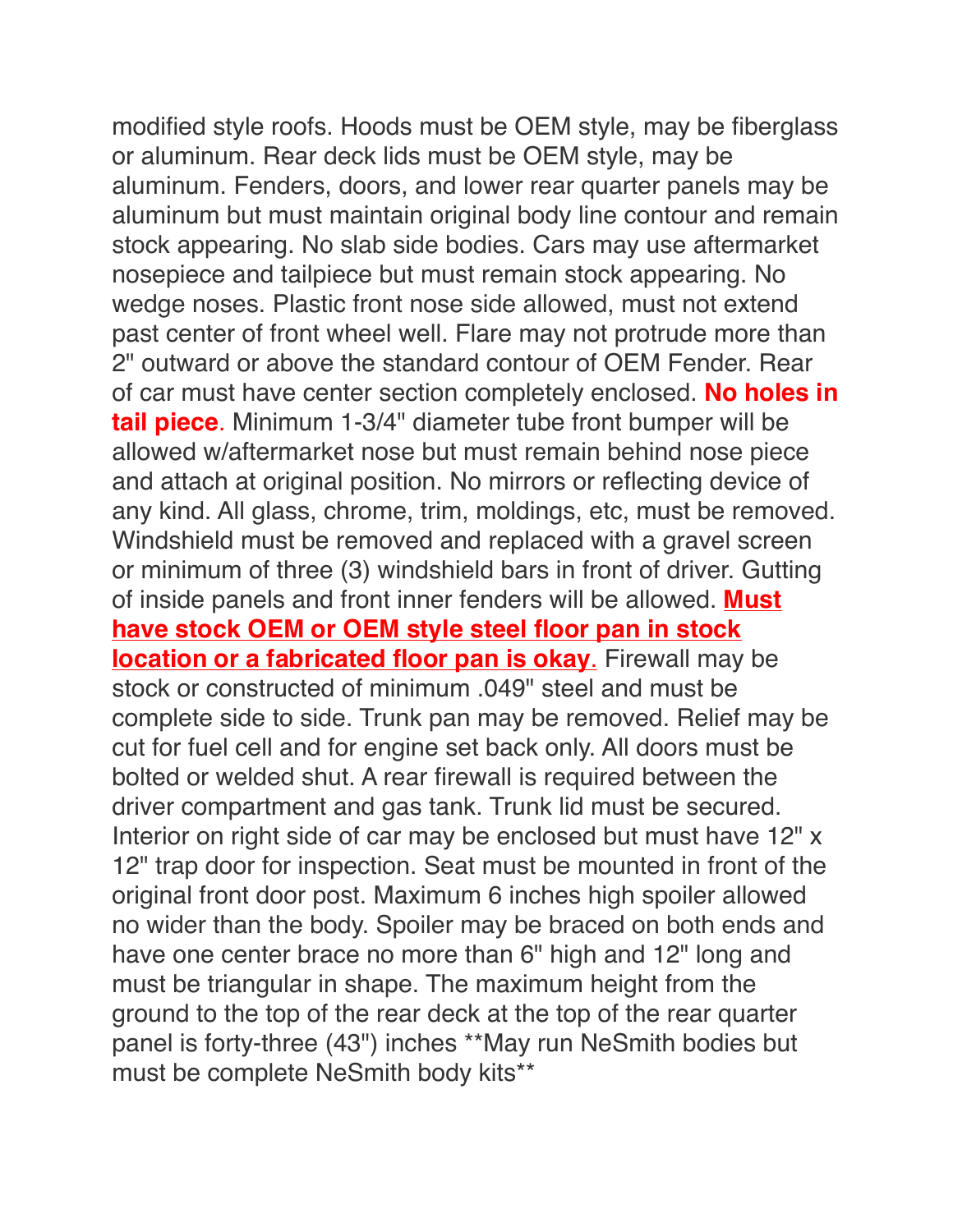modified style roofs. Hoods must be OEM style, may be fiberglass or aluminum. Rear deck lids must be OEM style, may be aluminum. Fenders, doors, and lower rear quarter panels may be aluminum but must maintain original body line contour and remain stock appearing. No slab side bodies. Cars may use aftermarket nosepiece and tailpiece but must remain stock appearing. No wedge noses. Plastic front nose side allowed, must not extend past center of front wheel well. Flare may not protrude more than 2" outward or above the standard contour of OEM Fender. Rear of car must have center section completely enclosed. **No holes in tail piece**. Minimum 1-3/4" diameter tube front bumper will be allowed w/aftermarket nose but must remain behind nose piece and attach at original position. No mirrors or reflecting device of any kind. All glass, chrome, trim, moldings, etc, must be removed. Windshield must be removed and replaced with a gravel screen or minimum of three (3) windshield bars in front of driver. Gutting of inside panels and front inner fenders will be allowed. **Must have stock OEM or OEM style steel floor pan in stock location or a fabricated floor pan is okay**. Firewall may be stock or constructed of minimum .049" steel and must be complete side to side. Trunk pan may be removed. Relief may be cut for fuel cell and for engine set back only. All doors must be bolted or welded shut. A rear firewall is required between the driver compartment and gas tank. Trunk lid must be secured. Interior on right side of car may be enclosed but must have 12" x 12" trap door for inspection. Seat must be mounted in front of the original front door post. Maximum 6 inches high spoiler allowed no wider than the body. Spoiler may be braced on both ends and have one center brace no more than 6" high and 12" long and must be triangular in shape. The maximum height from the ground to the top of the rear deck at the top of the rear quarter panel is forty-three (43") inches **May run NeSmith bodies but must be complete NeSmith body kits**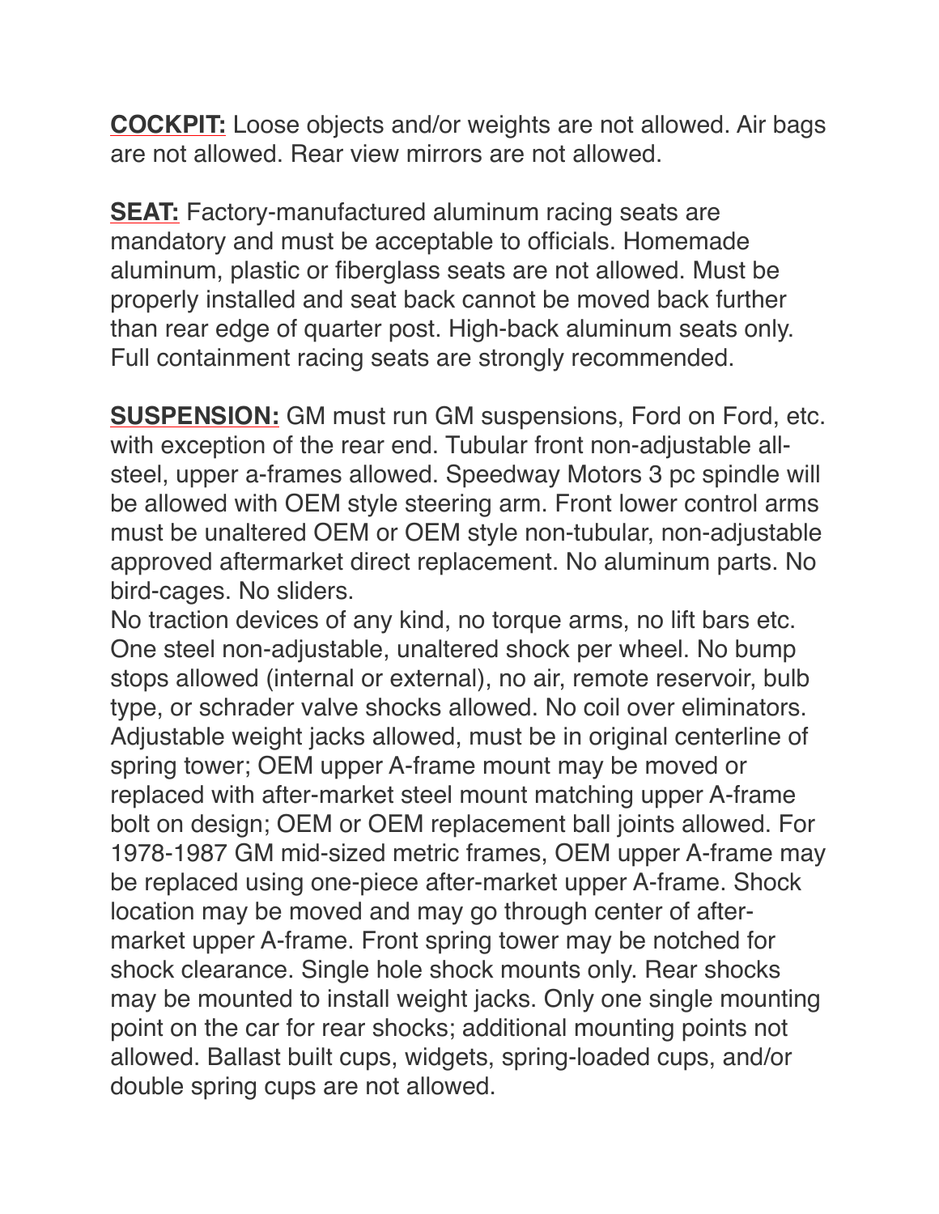**COCKPIT:** Loose objects and/or weights are not allowed. Air bags are not allowed. Rear view mirrors are not allowed.

**SEAT:** Factory-manufactured aluminum racing seats are mandatory and must be acceptable to officials. Homemade aluminum, plastic or fiberglass seats are not allowed. Must be properly installed and seat back cannot be moved back further than rear edge of quarter post. High-back aluminum seats only. Full containment racing seats are strongly recommended.

**SUSPENSION:** GM must run GM suspensions, Ford on Ford, etc. with exception of the rear end. Tubular front non-adjustable all-steel, upper a-frames allowed. Speedway Motors 3 pc spindle will be allowed with OEM style steering arm. Front lower control arms must be unaltered OEM or OEM style non-tubular, non-adjustable approved aftermarket direct replacement. No aluminum parts. No bird-cages. No sliders.
No traction devices of any kind, no torque arms, no lift bars etc. One steel non-adjustable, unaltered shock per wheel. No bump stops allowed (internal or external), no air, remote reservoir, bulb type, or schrader valve shocks allowed. No coil over eliminators. Adjustable weight jacks allowed, must be in original centerline of spring tower; OEM upper A-frame mount may be moved or replaced with after-market steel mount matching upper A-frame bolt on design; OEM or OEM replacement ball joints allowed. For 1978-1987 GM mid-sized metric frames, OEM upper A-frame may be replaced using one-piece after-market upper A-frame. Shock location may be moved and may go through center of after-market upper A-frame. Front spring tower may be notched for shock clearance. Single hole shock mounts only. Rear shocks may be mounted to install weight jacks. Only one single mounting point on the car for rear shocks; additional mounting points not allowed. Ballast built cups, widgets, spring-loaded cups, and/or double spring cups are not allowed.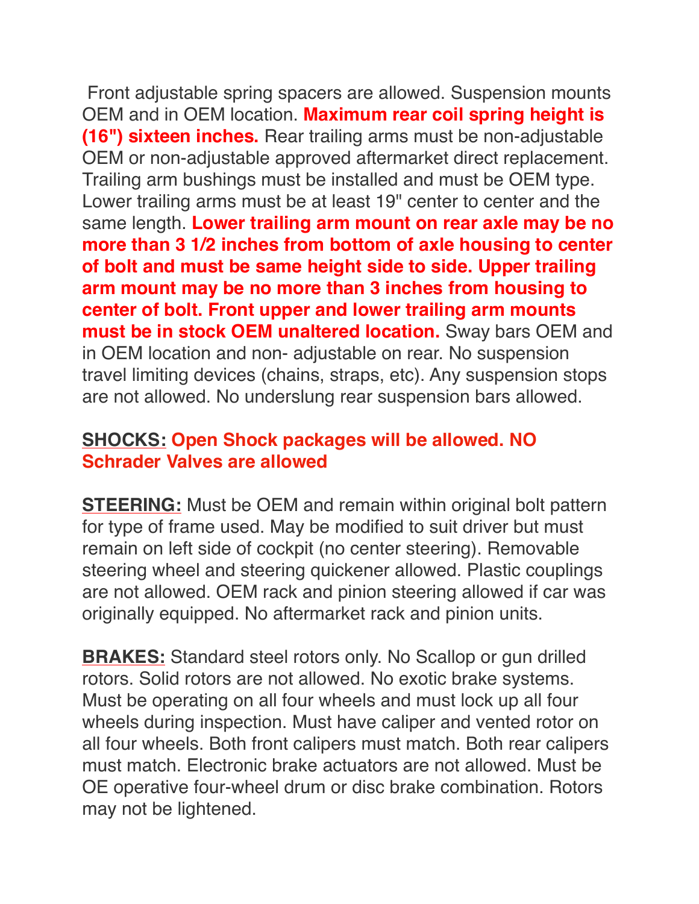Front adjustable spring spacers are allowed. Suspension mounts OEM and in OEM location. **Maximum rear coil spring height is (16") sixteen inches.** Rear trailing arms must be non-adjustable OEM or non-adjustable approved aftermarket direct replacement. Trailing arm bushings must be installed and must be OEM type. Lower trailing arms must be at least 19" center to center and the same length. **Lower trailing arm mount on rear axle may be no more than 3 1/2 inches from bottom of axle housing to center of bolt and must be same height side to side. Upper trailing arm mount may be no more than 3 inches from housing to center of bolt. Front upper and lower trailing arm mounts must be in stock OEM unaltered location.** Sway bars OEM and in OEM location and non- adjustable on rear. No suspension travel limiting devices (chains, straps, etc). Any suspension stops are not allowed. No underslung rear suspension bars allowed.

**SHOCKS:** **Open Shock packages will be allowed. NO Schrader Valves are allowed**

**STEERING:** Must be OEM and remain within original bolt pattern for type of frame used. May be modified to suit driver but must remain on left side of cockpit (no center steering). Removable steering wheel and steering quickener allowed. Plastic couplings are not allowed. OEM rack and pinion steering allowed if car was originally equipped. No aftermarket rack and pinion units.

**BRAKES:** Standard steel rotors only. No Scallop or gun drilled rotors. Solid rotors are not allowed. No exotic brake systems. Must be operating on all four wheels and must lock up all four wheels during inspection. Must have caliper and vented rotor on all four wheels. Both front calipers must match. Both rear calipers must match. Electronic brake actuators are not allowed. Must be OE operative four-wheel drum or disc brake combination. Rotors may not be lightened.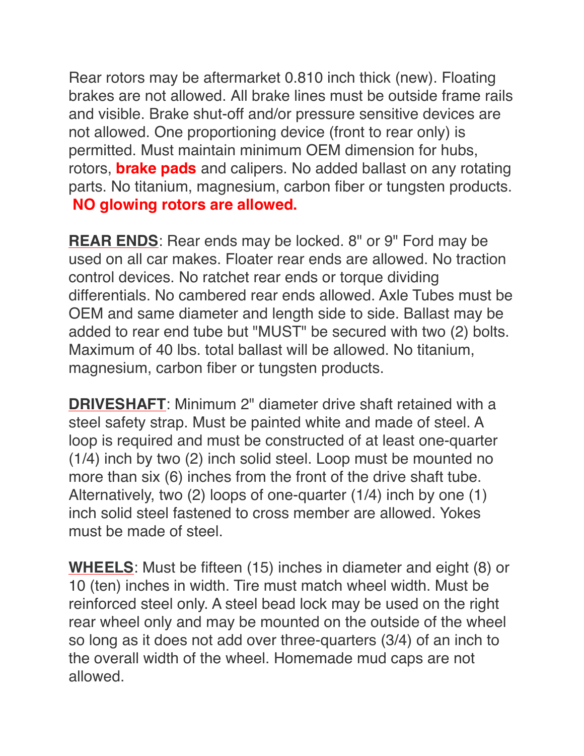Rear rotors may be aftermarket 0.810 inch thick (new). Floating brakes are not allowed. All brake lines must be outside frame rails and visible. Brake shut-off and/or pressure sensitive devices are not allowed. One proportioning device (front to rear only) is permitted. Must maintain minimum OEM dimension for hubs, rotors, **brake pads** and calipers. No added ballast on any rotating parts. No titanium, magnesium, carbon fiber or tungsten products. **NO glowing rotors are allowed.**

**REAR ENDS**: Rear ends may be locked. 8" or 9" Ford may be used on all car makes. Floater rear ends are allowed. No traction control devices. No ratchet rear ends or torque dividing differentials. No cambered rear ends allowed. Axle Tubes must be OEM and same diameter and length side to side. Ballast may be added to rear end tube but "MUST" be secured with two (2) bolts. Maximum of 40 lbs. total ballast will be allowed. No titanium, magnesium, carbon fiber or tungsten products.

**DRIVESHAFT**: Minimum 2" diameter drive shaft retained with a steel safety strap. Must be painted white and made of steel. A loop is required and must be constructed of at least one-quarter (1/4) inch by two (2) inch solid steel. Loop must be mounted no more than six (6) inches from the front of the drive shaft tube. Alternatively, two (2) loops of one-quarter (1/4) inch by one (1) inch solid steel fastened to cross member are allowed. Yokes must be made of steel.

**WHEELS**: Must be fifteen (15) inches in diameter and eight (8) or 10 (ten) inches in width. Tire must match wheel width. Must be reinforced steel only. A steel bead lock may be used on the right rear wheel only and may be mounted on the outside of the wheel so long as it does not add over three-quarters (3/4) of an inch to the overall width of the wheel. Homemade mud caps are not allowed.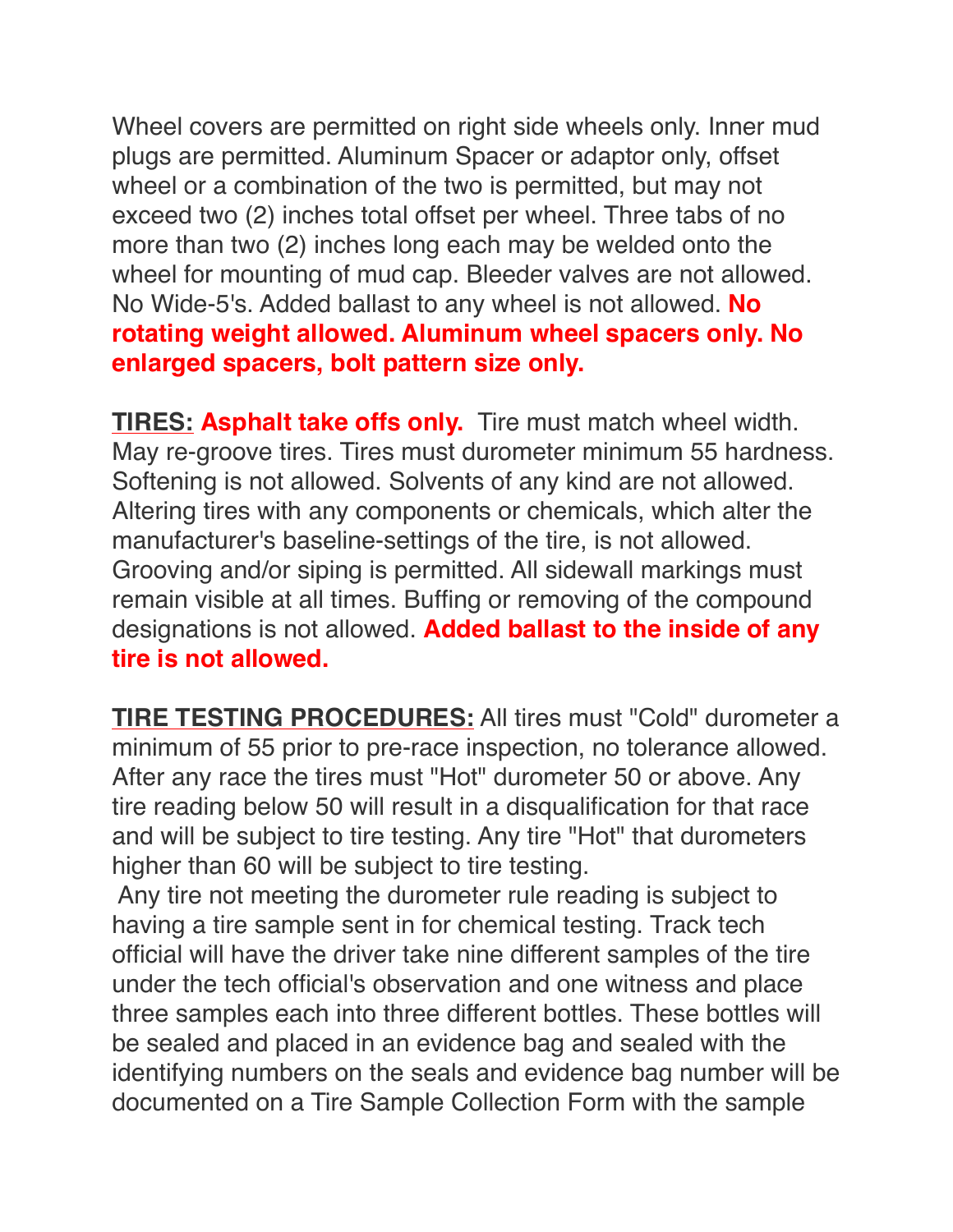Wheel covers are permitted on right side wheels only. Inner mud plugs are permitted. Aluminum Spacer or adaptor only, offset wheel or a combination of the two is permitted, but may not exceed two (2) inches total offset per wheel. Three tabs of no more than two (2) inches long each may be welded onto the wheel for mounting of mud cap. Bleeder valves are not allowed. No Wide-5's. Added ballast to any wheel is not allowed. **No rotating weight allowed. Aluminum wheel spacers only. No enlarged spacers, bolt pattern size only.**

**TIRES:** **Asphalt take offs only.** Tire must match wheel width. May re-groove tires. Tires must durometer minimum 55 hardness. Softening is not allowed. Solvents of any kind are not allowed. Altering tires with any components or chemicals, which alter the manufacturer's baseline-settings of the tire, is not allowed. Grooving and/or siping is permitted. All sidewall markings must remain visible at all times. Buffing or removing of the compound designations is not allowed. **Added ballast to the inside of any tire is not allowed.**

**TIRE TESTING PROCEDURES:** All tires must "Cold" durometer a minimum of 55 prior to pre-race inspection, no tolerance allowed. After any race the tires must "Hot" durometer 50 or above. Any tire reading below 50 will result in a disqualification for that race and will be subject to tire testing. Any tire "Hot" that durometers higher than 60 will be subject to tire testing.

Any tire not meeting the durometer rule reading is subject to having a tire sample sent in for chemical testing. Track tech official will have the driver take nine different samples of the tire under the tech official's observation and one witness and place three samples each into three different bottles. These bottles will be sealed and placed in an evidence bag and sealed with the identifying numbers on the seals and evidence bag number will be documented on a Tire Sample Collection Form with the sample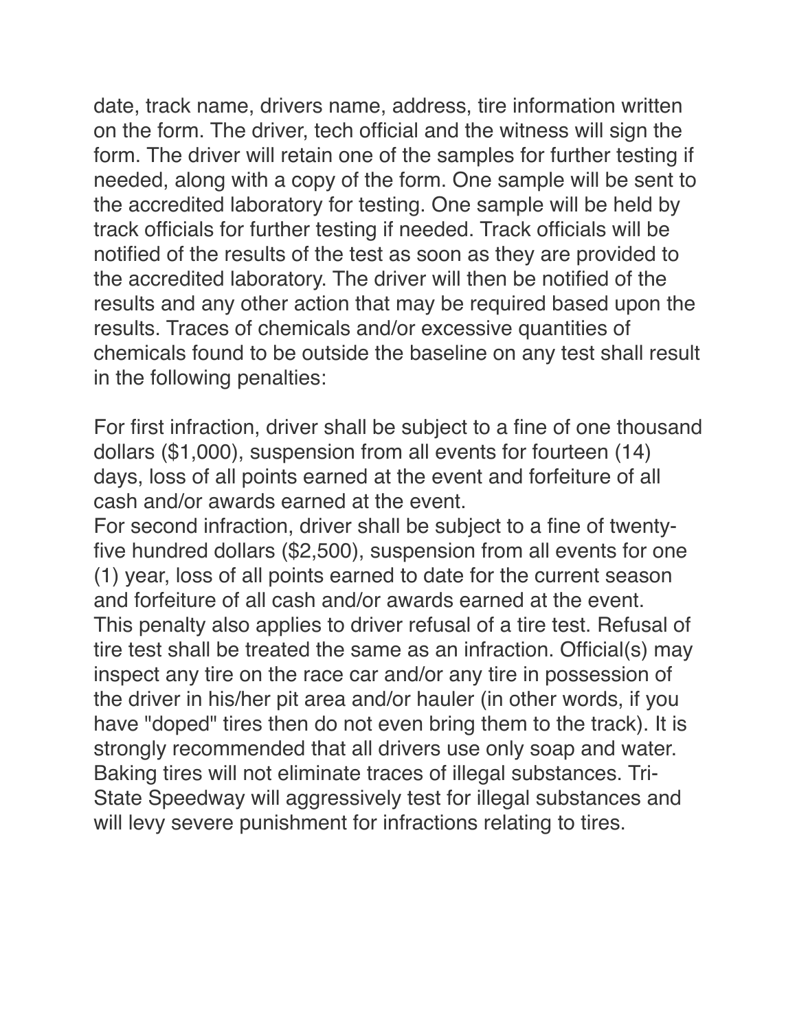date, track name, drivers name, address, tire information written on the form. The driver, tech official and the witness will sign the form. The driver will retain one of the samples for further testing if needed, along with a copy of the form. One sample will be sent to the accredited laboratory for testing. One sample will be held by track officials for further testing if needed. Track officials will be notified of the results of the test as soon as they are provided to the accredited laboratory. The driver will then be notified of the results and any other action that may be required based upon the results. Traces of chemicals and/or excessive quantities of chemicals found to be outside the baseline on any test shall result in the following penalties:

For first infraction, driver shall be subject to a fine of one thousand dollars ($1,000), suspension from all events for fourteen (14) days, loss of all points earned at the event and forfeiture of all cash and/or awards earned at the event.
For second infraction, driver shall be subject to a fine of twenty-five hundred dollars ($2,500), suspension from all events for one (1) year, loss of all points earned to date for the current season and forfeiture of all cash and/or awards earned at the event.
This penalty also applies to driver refusal of a tire test. Refusal of tire test shall be treated the same as an infraction. Official(s) may inspect any tire on the race car and/or any tire in possession of the driver in his/her pit area and/or hauler (in other words, if you have "doped" tires then do not even bring them to the track). It is strongly recommended that all drivers use only soap and water. Baking tires will not eliminate traces of illegal substances. Tri-State Speedway will aggressively test for illegal substances and will levy severe punishment for infractions relating to tires.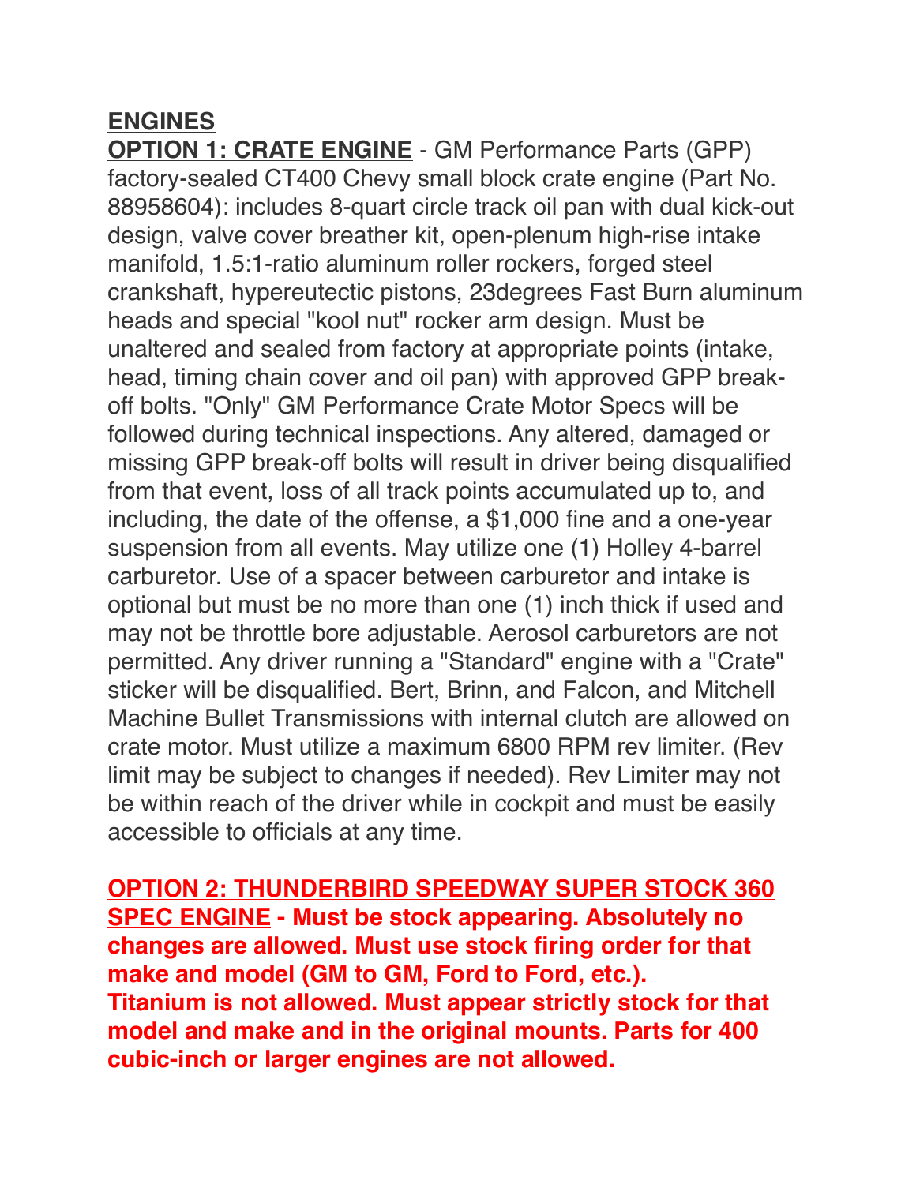## ENGINES

**OPTION 1: CRATE ENGINE** - GM Performance Parts (GPP) factory-sealed CT400 Chevy small block crate engine (Part No. 88958604): includes 8-quart circle track oil pan with dual kick-out design, valve cover breather kit, open-plenum high-rise intake manifold, 1.5:1-ratio aluminum roller rockers, forged steel crankshaft, hypereutectic pistons, 23degrees Fast Burn aluminum heads and special "kool nut" rocker arm design. Must be unaltered and sealed from factory at appropriate points (intake, head, timing chain cover and oil pan) with approved GPP break-off bolts. "Only" GM Performance Crate Motor Specs will be followed during technical inspections. Any altered, damaged or missing GPP break-off bolts will result in driver being disqualified from that event, loss of all track points accumulated up to, and including, the date of the offense, a $1,000 fine and a one-year suspension from all events. May utilize one (1) Holley 4-barrel carburetor. Use of a spacer between carburetor and intake is optional but must be no more than one (1) inch thick if used and may not be throttle bore adjustable. Aerosol carburetors are not permitted. Any driver running a "Standard" engine with a "Crate" sticker will be disqualified. Bert, Brinn, and Falcon, and Mitchell Machine Bullet Transmissions with internal clutch are allowed on crate motor. Must utilize a maximum 6800 RPM rev limiter. (Rev limit may be subject to changes if needed). Rev Limiter may not be within reach of the driver while in cockpit and must be easily accessible to officials at any time.

**OPTION 2: THUNDERBIRD SPEEDWAY SUPER STOCK 360 SPEC ENGINE - Must be stock appearing. Absolutely no changes are allowed. Must use stock firing order for that make and model (GM to GM, Ford to Ford, etc.). Titanium is not allowed. Must appear strictly stock for that model and make and in the original mounts. Parts for 400 cubic-inch or larger engines are not allowed.**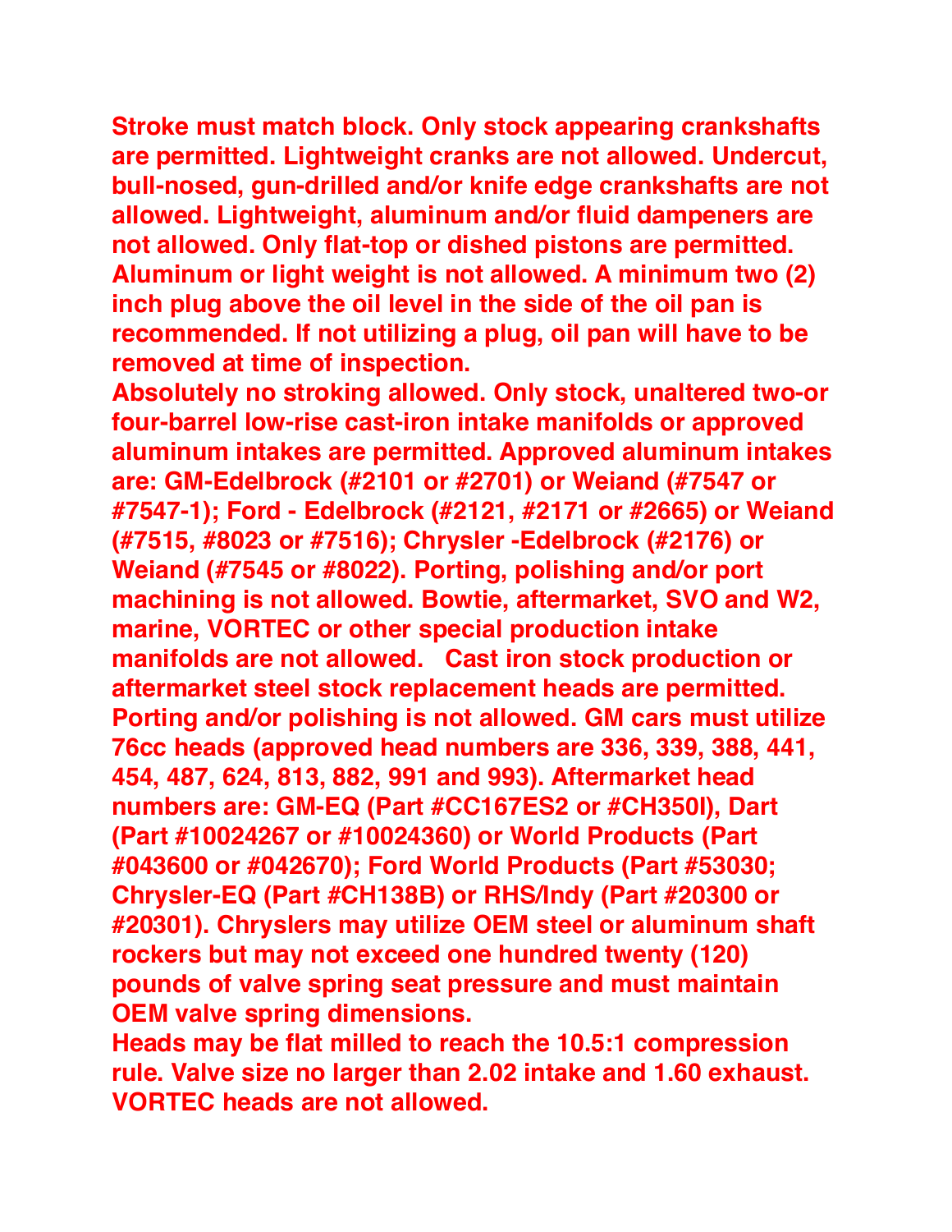**Stroke must match block. Only stock appearing crankshafts are permitted. Lightweight cranks are not allowed. Undercut, bull-nosed, gun-drilled and/or knife edge crankshafts are not allowed. Lightweight, aluminum and/or fluid dampeners are not allowed. Only flat-top or dished pistons are permitted. Aluminum or light weight is not allowed. A minimum two (2) inch plug above the oil level in the side of the oil pan is recommended. If not utilizing a plug, oil pan will have to be removed at time of inspection.**

**Absolutely no stroking allowed. Only stock, unaltered two-or four-barrel low-rise cast-iron intake manifolds or approved aluminum intakes are permitted. Approved aluminum intakes are: GM-Edelbrock (#2101 or #2701) or Weiand (#7547 or #7547-1); Ford - Edelbrock (#2121, #2171 or #2665) or Weiand (#7515, #8023 or #7516); Chrysler -Edelbrock (#2176) or Weiand (#7545 or #8022). Porting, polishing and/or port machining is not allowed. Bowtie, aftermarket, SVO and W2, marine, VORTEC or other special production intake manifolds are not allowed. Cast iron stock production or aftermarket steel stock replacement heads are permitted. Porting and/or polishing is not allowed. GM cars must utilize 76cc heads (approved head numbers are 336, 339, 388, 441, 454, 487, 624, 813, 882, 991 and 993). Aftermarket head numbers are: GM-EQ (Part #CC167ES2 or #CH350I), Dart (Part #10024267 or #10024360) or World Products (Part #043600 or #042670); Ford World Products (Part #53030; Chrysler-EQ (Part #CH138B) or RHS/Indy (Part #20300 or #20301). Chryslers may utilize OEM steel or aluminum shaft rockers but may not exceed one hundred twenty (120) pounds of valve spring seat pressure and must maintain OEM valve spring dimensions.**

**Heads may be flat milled to reach the 10.5:1 compression rule. Valve size no larger than 2.02 intake and 1.60 exhaust. VORTEC heads are not allowed.**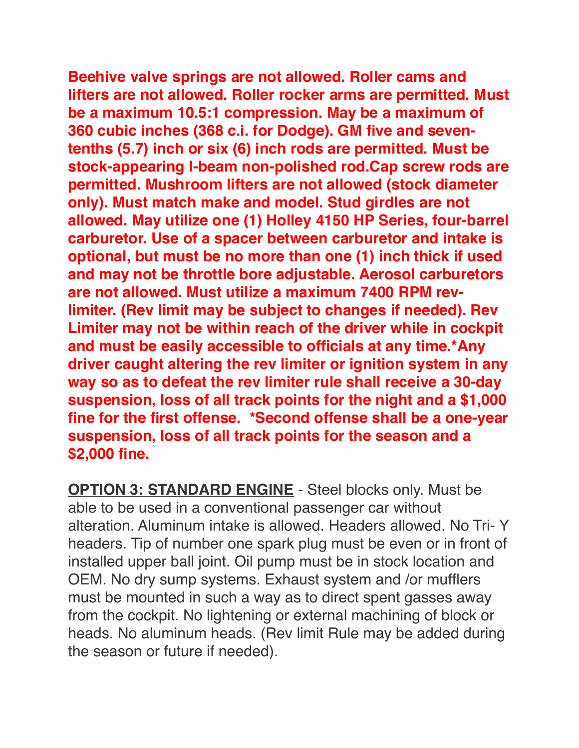**Beehive valve springs are not allowed. Roller cams and lifters are not allowed. Roller rocker arms are permitted. Must be a maximum 10.5:1 compression. May be a maximum of 360 cubic inches (368 c.i. for Dodge). GM five and seven-tenths (5.7) inch or six (6) inch rods are permitted. Must be stock-appearing I-beam non-polished rod.Cap screw rods are permitted. Mushroom lifters are not allowed (stock diameter only). Must match make and model. Stud girdles are not allowed. May utilize one (1) Holley 4150 HP Series, four-barrel carburetor. Use of a spacer between carburetor and intake is optional, but must be no more than one (1) inch thick if used and may not be throttle bore adjustable. Aerosol carburetors are not allowed. Must utilize a maximum 7400 RPM rev-limiter. (Rev limit may be subject to changes if needed). Rev Limiter may not be within reach of the driver while in cockpit and must be easily accessible to officials at any time.*Any driver caught altering the rev limiter or ignition system in any way so as to defeat the rev limiter rule shall receive a 30-day suspension, loss of all track points for the night and a $1,000 fine for the first offense. *Second offense shall be a one-year suspension, loss of all track points for the season and a $2,000 fine.**

**<u>OPTION 3: STANDARD ENGINE</u>** - Steel blocks only. Must be able to be used in a conventional passenger car without alteration. Aluminum intake is allowed. Headers allowed. No Tri- Y headers. Tip of number one spark plug must be even or in front of installed upper ball joint. Oil pump must be in stock location and OEM. No dry sump systems. Exhaust system and /or mufflers must be mounted in such a way as to direct spent gasses away from the cockpit. No lightening or external machining of block or heads. No aluminum heads. (Rev limit Rule may be added during the season or future if needed).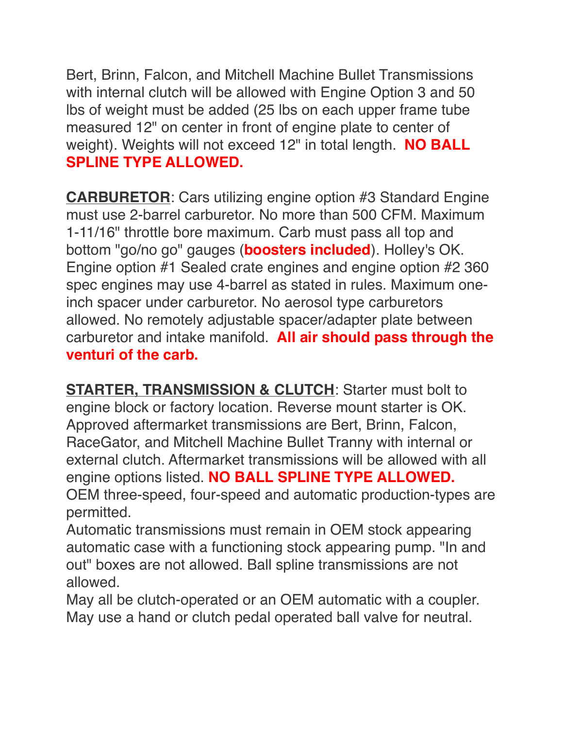Bert, Brinn, Falcon, and Mitchell Machine Bullet Transmissions with internal clutch will be allowed with Engine Option 3 and 50 lbs of weight must be added (25 lbs on each upper frame tube measured 12" on center in front of engine plate to center of weight). Weights will not exceed 12" in total length. **NO BALL SPLINE TYPE ALLOWED.**

**CARBURETOR**: Cars utilizing engine option #3 Standard Engine must use 2-barrel carburetor. No more than 500 CFM. Maximum 1-11/16" throttle bore maximum. Carb must pass all top and bottom "go/no go" gauges (**boosters included**). Holley's OK. Engine option #1 Sealed crate engines and engine option #2 360 spec engines may use 4-barrel as stated in rules. Maximum one-inch spacer under carburetor. No aerosol type carburetors allowed. No remotely adjustable spacer/adapter plate between carburetor and intake manifold. **All air should pass through the venturi of the carb.**

**STARTER, TRANSMISSION & CLUTCH**: Starter must bolt to engine block or factory location. Reverse mount starter is OK. Approved aftermarket transmissions are Bert, Brinn, Falcon, RaceGator, and Mitchell Machine Bullet Tranny with internal or external clutch. Aftermarket transmissions will be allowed with all engine options listed. **NO BALL SPLINE TYPE ALLOWED.**
OEM three-speed, four-speed and automatic production-types are permitted.
Automatic transmissions must remain in OEM stock appearing automatic case with a functioning stock appearing pump. "In and out" boxes are not allowed. Ball spline transmissions are not allowed.
May all be clutch-operated or an OEM automatic with a coupler. May use a hand or clutch pedal operated ball valve for neutral.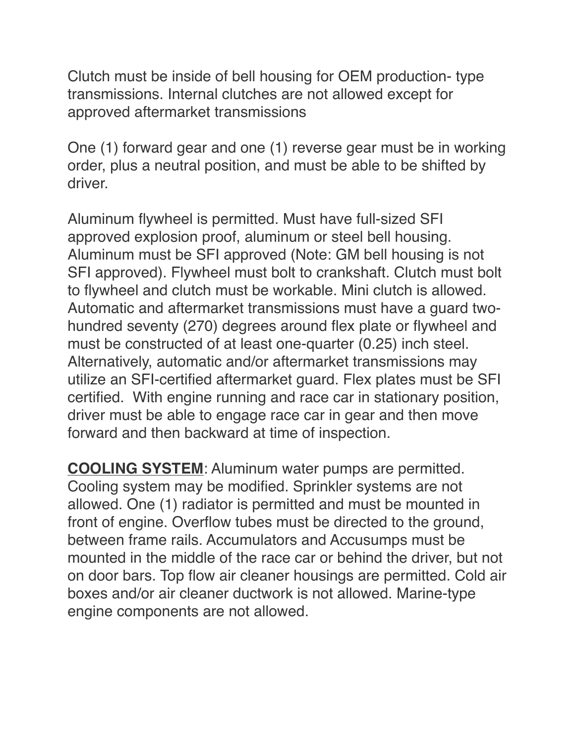Clutch must be inside of bell housing for OEM production- type transmissions. Internal clutches are not allowed except for approved aftermarket transmissions

One (1) forward gear and one (1) reverse gear must be in working order, plus a neutral position, and must be able to be shifted by driver.

Aluminum flywheel is permitted. Must have full-sized SFI approved explosion proof, aluminum or steel bell housing. Aluminum must be SFI approved (Note: GM bell housing is not SFI approved). Flywheel must bolt to crankshaft. Clutch must bolt to flywheel and clutch must be workable. Mini clutch is allowed. Automatic and aftermarket transmissions must have a guard two-hundred seventy (270) degrees around flex plate or flywheel and must be constructed of at least one-quarter (0.25) inch steel. Alternatively, automatic and/or aftermarket transmissions may utilize an SFI-certified aftermarket guard. Flex plates must be SFI certified. With engine running and race car in stationary position, driver must be able to engage race car in gear and then move forward and then backward at time of inspection.

**COOLING SYSTEM**: Aluminum water pumps are permitted. Cooling system may be modified. Sprinkler systems are not allowed. One (1) radiator is permitted and must be mounted in front of engine. Overflow tubes must be directed to the ground, between frame rails. Accumulators and Accusumps must be mounted in the middle of the race car or behind the driver, but not on door bars. Top flow air cleaner housings are permitted. Cold air boxes and/or air cleaner ductwork is not allowed. Marine-type engine components are not allowed.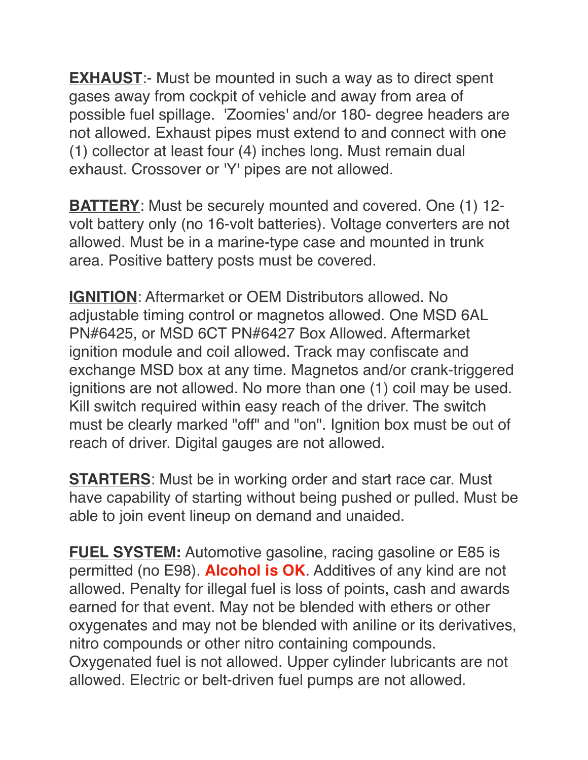**<u>EXHAUST</u>**:- Must be mounted in such a way as to direct spent gases away from cockpit of vehicle and away from area of possible fuel spillage.  'Zoomies' and/or 180- degree headers are not allowed. Exhaust pipes must extend to and connect with one (1) collector at least four (4) inches long. Must remain dual exhaust. Crossover or 'Y' pipes are not allowed.

**<u>BATTERY</u>**: Must be securely mounted and covered. One (1) 12-volt battery only (no 16-volt batteries). Voltage converters are not allowed. Must be in a marine-type case and mounted in trunk area. Positive battery posts must be covered.

**<u>IGNITION</u>**: Aftermarket or OEM Distributors allowed. No adjustable timing control or magnetos allowed. One MSD 6AL PN#6425, or MSD 6CT PN#6427 Box Allowed. Aftermarket ignition module and coil allowed. Track may confiscate and exchange MSD box at any time. Magnetos and/or crank-triggered ignitions are not allowed. No more than one (1) coil may be used. Kill switch required within easy reach of the driver. The switch must be clearly marked "off" and "on". Ignition box must be out of reach of driver. Digital gauges are not allowed.

**<u>STARTERS</u>**: Must be in working order and start race car. Must have capability of starting without being pushed or pulled. Must be able to join event lineup on demand and unaided.

**<u>FUEL SYSTEM:</u>** Automotive gasoline, racing gasoline or E85 is permitted (no E98). **Alcohol is OK**. Additives of any kind are not allowed. Penalty for illegal fuel is loss of points, cash and awards earned for that event. May not be blended with ethers or other oxygenates and may not be blended with aniline or its derivatives, nitro compounds or other nitro containing compounds. Oxygenated fuel is not allowed. Upper cylinder lubricants are not allowed. Electric or belt-driven fuel pumps are not allowed.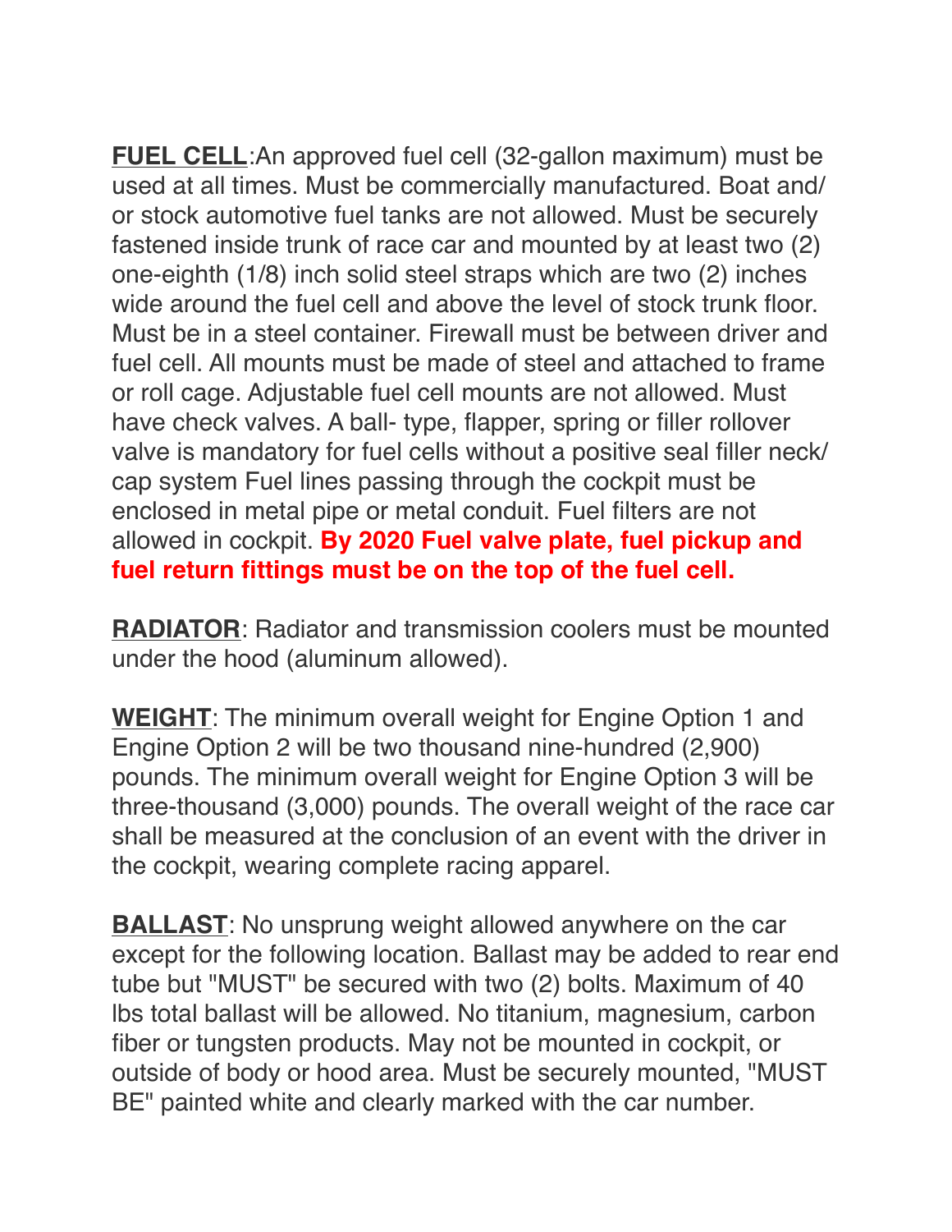**FUEL CELL**:An approved fuel cell (32-gallon maximum) must be used at all times. Must be commercially manufactured. Boat and/ or stock automotive fuel tanks are not allowed. Must be securely fastened inside trunk of race car and mounted by at least two (2) one-eighth (1/8) inch solid steel straps which are two (2) inches wide around the fuel cell and above the level of stock trunk floor. Must be in a steel container. Firewall must be between driver and fuel cell. All mounts must be made of steel and attached to frame or roll cage. Adjustable fuel cell mounts are not allowed. Must have check valves. A ball- type, flapper, spring or filler rollover valve is mandatory for fuel cells without a positive seal filler neck/ cap system Fuel lines passing through the cockpit must be enclosed in metal pipe or metal conduit. Fuel filters are not allowed in cockpit. **By 2020 Fuel valve plate, fuel pickup and fuel return fittings must be on the top of the fuel cell.**

**RADIATOR**: Radiator and transmission coolers must be mounted under the hood (aluminum allowed).

**WEIGHT**: The minimum overall weight for Engine Option 1 and Engine Option 2 will be two thousand nine-hundred (2,900) pounds. The minimum overall weight for Engine Option 3 will be three-thousand (3,000) pounds. The overall weight of the race car shall be measured at the conclusion of an event with the driver in the cockpit, wearing complete racing apparel.

**BALLAST**: No unsprung weight allowed anywhere on the car except for the following location. Ballast may be added to rear end tube but "MUST" be secured with two (2) bolts. Maximum of 40 lbs total ballast will be allowed. No titanium, magnesium, carbon fiber or tungsten products. May not be mounted in cockpit, or outside of body or hood area. Must be securely mounted, "MUST BE" painted white and clearly marked with the car number.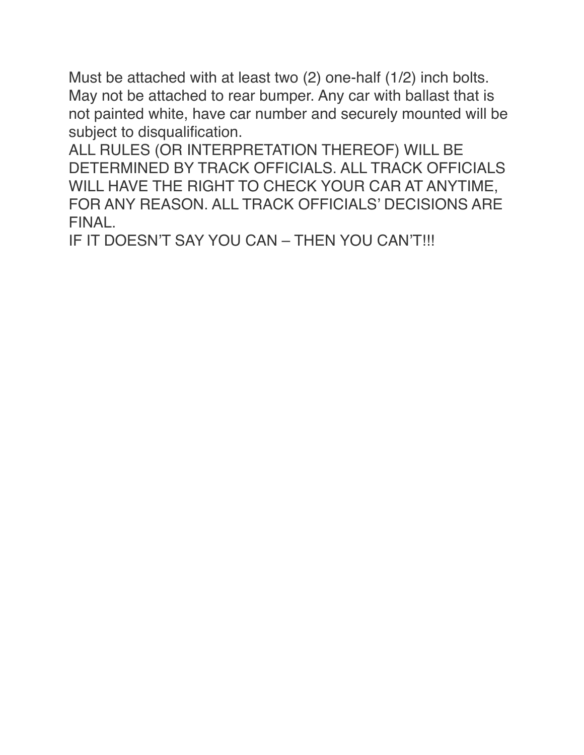Must be attached with at least two (2) one-half (1/2) inch bolts. May not be attached to rear bumper. Any car with ballast that is not painted white, have car number and securely mounted will be subject to disqualification.

ALL RULES (OR INTERPRETATION THEREOF) WILL BE DETERMINED BY TRACK OFFICIALS. ALL TRACK OFFICIALS WILL HAVE THE RIGHT TO CHECK YOUR CAR AT ANYTIME, FOR ANY REASON. ALL TRACK OFFICIALS' DECISIONS ARE FINAL.

IF IT DOESN'T SAY YOU CAN – THEN YOU CAN'T!!!